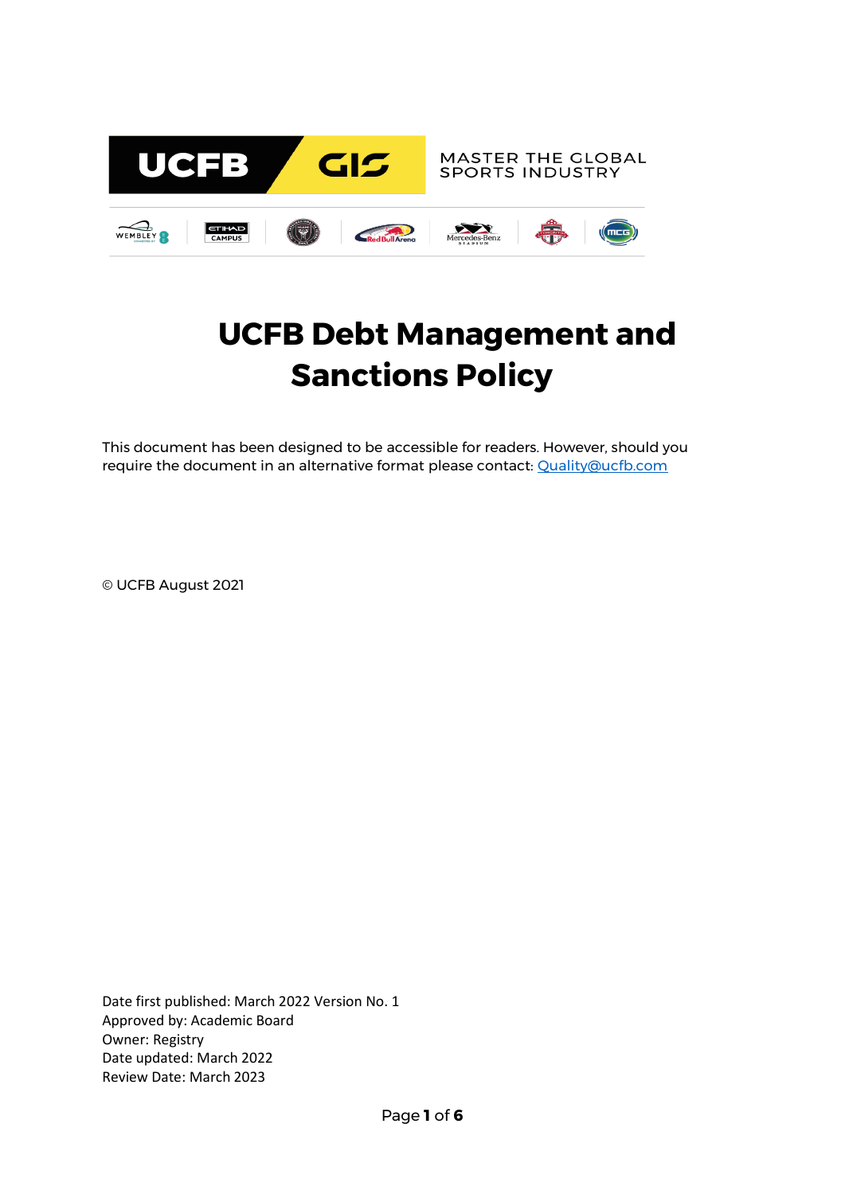UCFB GIS

MASTER THE GLOBAL SPORTS INDUSTRY

# UCFB Debt Management and Sanctions Policy

This document has been designed to be accessible for readers. However, should you require the document in an alternative format please contact: [Quality@ucfb.com](mailto:Quality@ucfb.com)

© UCFB August 2021

Date first published: March 2022 Version No. 1
Approved by: Academic Board
Owner: Registry
Date updated: March 2022
Review Date: March 2023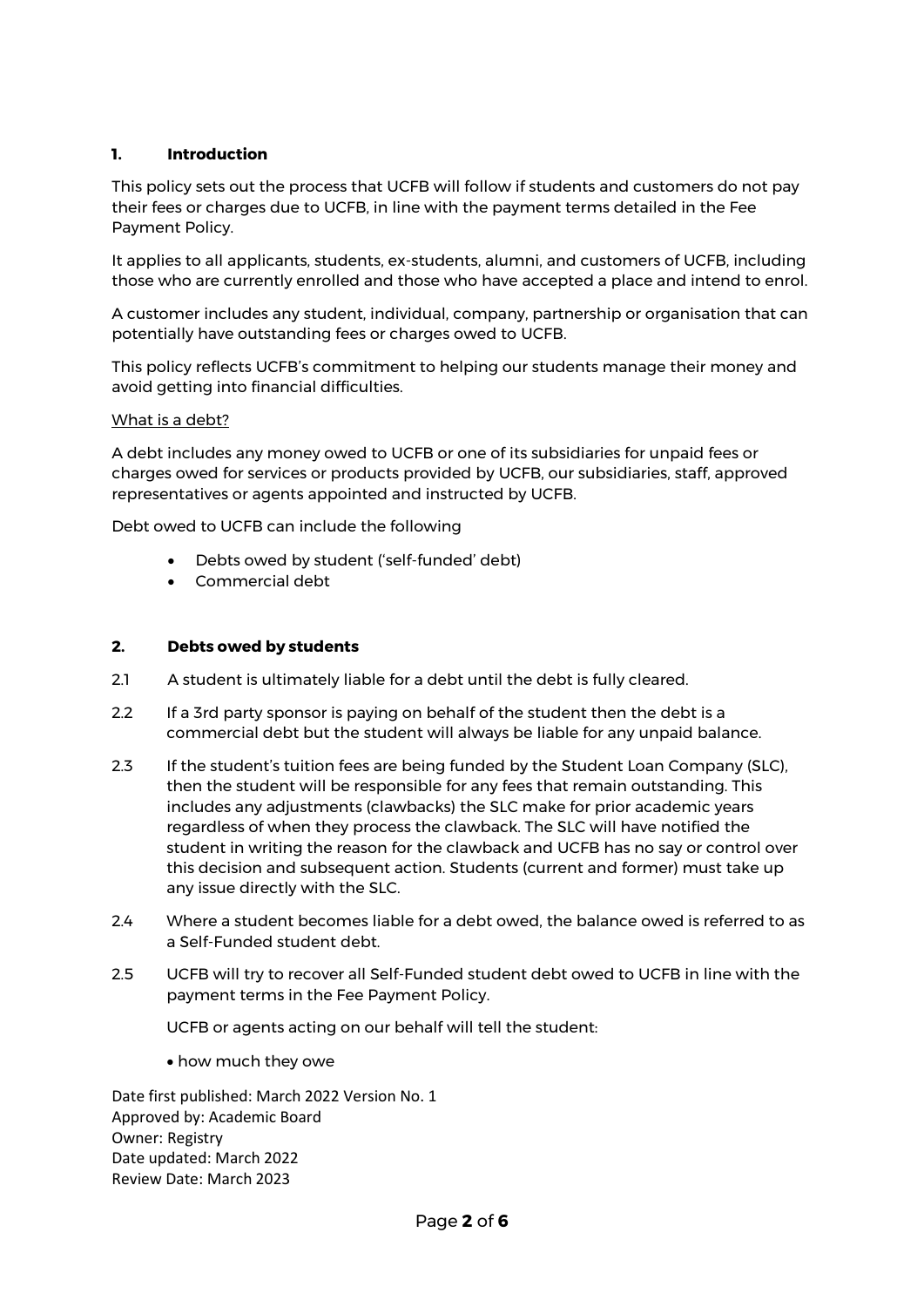## 1. Introduction

This policy sets out the process that UCFB will follow if students and customers do not pay their fees or charges due to UCFB, in line with the payment terms detailed in the Fee Payment Policy.

It applies to all applicants, students, ex-students, alumni, and customers of UCFB, including those who are currently enrolled and those who have accepted a place and intend to enrol.

A customer includes any student, individual, company, partnership or organisation that can potentially have outstanding fees or charges owed to UCFB.

This policy reflects UCFB's commitment to helping our students manage their money and avoid getting into financial difficulties.

<u>What is a debt?</u>

A debt includes any money owed to UCFB or one of its subsidiaries for unpaid fees or charges owed for services or products provided by UCFB, our subsidiaries, staff, approved representatives or agents appointed and instructed by UCFB.

Debt owed to UCFB can include the following

- Debts owed by student ('self-funded' debt)
- Commercial debt

## 2. Debts owed by students

2.1 A student is ultimately liable for a debt until the debt is fully cleared.

2.2 If a 3rd party sponsor is paying on behalf of the student then the debt is a commercial debt but the student will always be liable for any unpaid balance.

2.3 If the student's tuition fees are being funded by the Student Loan Company (SLC), then the student will be responsible for any fees that remain outstanding. This includes any adjustments (clawbacks) the SLC make for prior academic years regardless of when they process the clawback. The SLC will have notified the student in writing the reason for the clawback and UCFB has no say or control over this decision and subsequent action. Students (current and former) must take up any issue directly with the SLC.

2.4 Where a student becomes liable for a debt owed, the balance owed is referred to as a Self-Funded student debt.

2.5 UCFB will try to recover all Self-Funded student debt owed to UCFB in line with the payment terms in the Fee Payment Policy.

UCFB or agents acting on our behalf will tell the student:

- how much they owe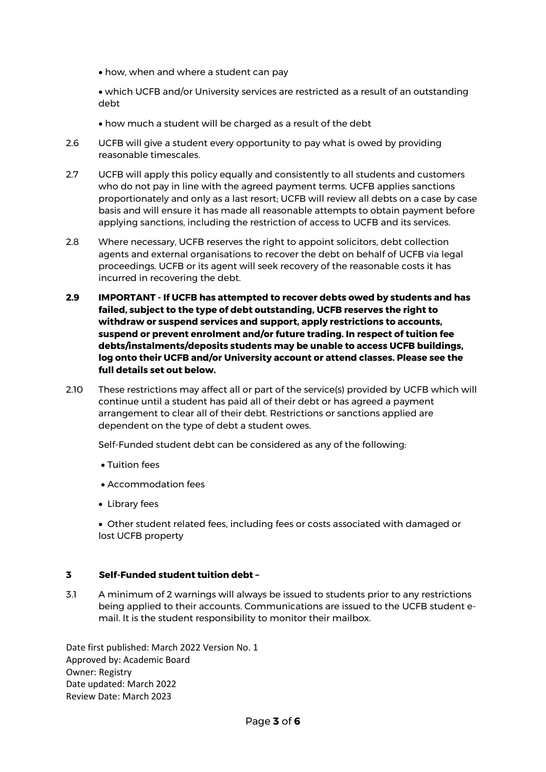- how, when and where a student can pay
- which UCFB and/or University services are restricted as a result of an outstanding debt
- how much a student will be charged as a result of the debt

2.6 UCFB will give a student every opportunity to pay what is owed by providing reasonable timescales.

2.7 UCFB will apply this policy equally and consistently to all students and customers who do not pay in line with the agreed payment terms. UCFB applies sanctions proportionately and only as a last resort; UCFB will review all debts on a case by case basis and will ensure it has made all reasonable attempts to obtain payment before applying sanctions, including the restriction of access to UCFB and its services.

2.8 Where necessary, UCFB reserves the right to appoint solicitors, debt collection agents and external organisations to recover the debt on behalf of UCFB via legal proceedings. UCFB or its agent will seek recovery of the reasonable costs it has incurred in recovering the debt.

**2.9 IMPORTANT - If UCFB has attempted to recover debts owed by students and has failed, subject to the type of debt outstanding, UCFB reserves the right to withdraw or suspend services and support, apply restrictions to accounts, suspend or prevent enrolment and/or future trading. In respect of tuition fee debts/instalments/deposits students may be unable to access UCFB buildings, log onto their UCFB and/or University account or attend classes. Please see the full details set out below.**

2.10 These restrictions may affect all or part of the service(s) provided by UCFB which will continue until a student has paid all of their debt or has agreed a payment arrangement to clear all of their debt. Restrictions or sanctions applied are dependent on the type of debt a student owes.

Self-Funded student debt can be considered as any of the following:

- Tuition fees
- Accommodation fees
- Library fees
- Other student related fees, including fees or costs associated with damaged or lost UCFB property

## 3 Self-Funded student tuition debt –

3.1 A minimum of 2 warnings will always be issued to students prior to any restrictions being applied to their accounts. Communications are issued to the UCFB student e-mail. It is the student responsibility to monitor their mailbox.

Date first published: March 2022 Version No. 1
Approved by: Academic Board
Owner: Registry
Date updated: March 2022
Review Date: March 2023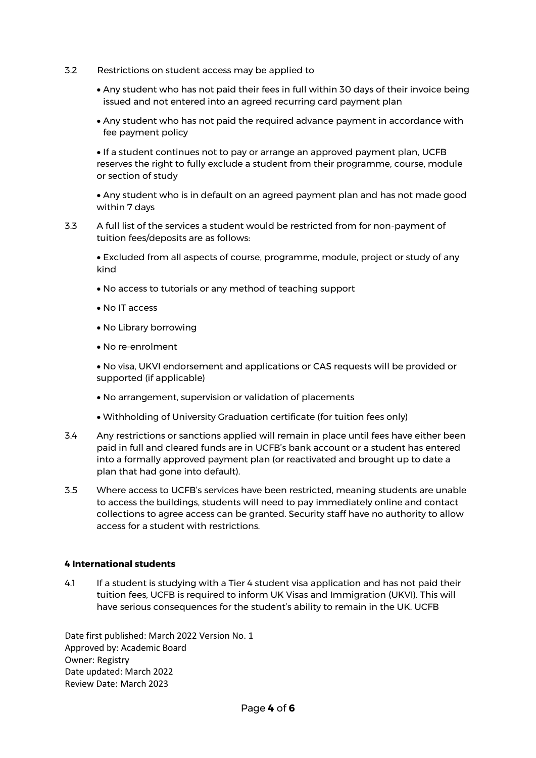3.2 Restrictions on student access may be applied to

- Any student who has not paid their fees in full within 30 days of their invoice being issued and not entered into an agreed recurring card payment plan
- Any student who has not paid the required advance payment in accordance with fee payment policy
- If a student continues not to pay or arrange an approved payment plan, UCFB reserves the right to fully exclude a student from their programme, course, module or section of study
- Any student who is in default on an agreed payment plan and has not made good within 7 days

3.3 A full list of the services a student would be restricted from for non-payment of tuition fees/deposits are as follows:

- Excluded from all aspects of course, programme, module, project or study of any kind
- No access to tutorials or any method of teaching support
- No IT access
- No Library borrowing
- No re-enrolment
- No visa, UKVI endorsement and applications or CAS requests will be provided or supported (if applicable)
- No arrangement, supervision or validation of placements
- Withholding of University Graduation certificate (for tuition fees only)

3.4 Any restrictions or sanctions applied will remain in place until fees have either been paid in full and cleared funds are in UCFB's bank account or a student has entered into a formally approved payment plan (or reactivated and brought up to date a plan that had gone into default).

3.5 Where access to UCFB's services have been restricted, meaning students are unable to access the buildings, students will need to pay immediately online and contact collections to agree access can be granted. Security staff have no authority to allow access for a student with restrictions.

#### 4 International students

4.1 If a student is studying with a Tier 4 student visa application and has not paid their tuition fees, UCFB is required to inform UK Visas and Immigration (UKVI). This will have serious consequences for the student's ability to remain in the UK. UCFB

Date first published: March 2022 Version No. 1
Approved by: Academic Board
Owner: Registry
Date updated: March 2022
Review Date: March 2023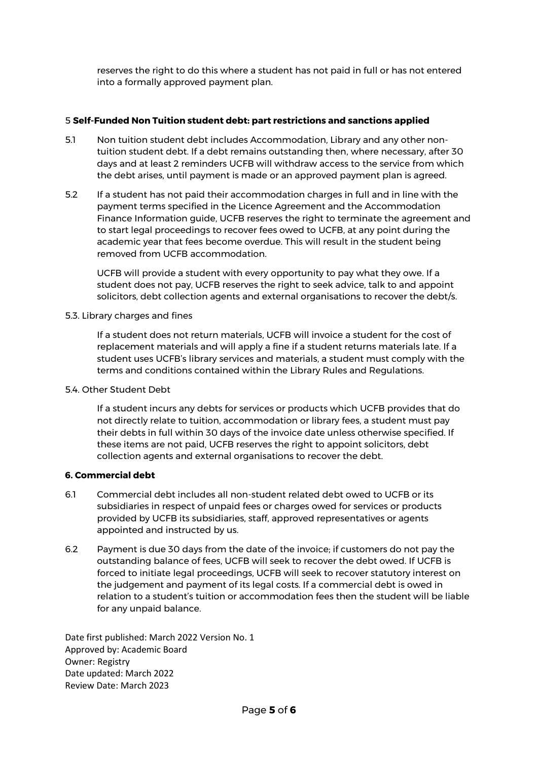reserves the right to do this where a student has not paid in full or has not entered into a formally approved payment plan.

### 5 **Self-Funded Non Tuition student debt: part restrictions and sanctions applied**

5.1 Non tuition student debt includes Accommodation, Library and any other non-tuition student debt. If a debt remains outstanding then, where necessary, after 30 days and at least 2 reminders UCFB will withdraw access to the service from which the debt arises, until payment is made or an approved payment plan is agreed.

5.2 If a student has not paid their accommodation charges in full and in line with the payment terms specified in the Licence Agreement and the Accommodation Finance Information guide, UCFB reserves the right to terminate the agreement and to start legal proceedings to recover fees owed to UCFB, at any point during the academic year that fees become overdue. This will result in the student being removed from UCFB accommodation.

UCFB will provide a student with every opportunity to pay what they owe. If a student does not pay, UCFB reserves the right to seek advice, talk to and appoint solicitors, debt collection agents and external organisations to recover the debt/s.

5.3. Library charges and fines

If a student does not return materials, UCFB will invoice a student for the cost of replacement materials and will apply a fine if a student returns materials late. If a student uses UCFB's library services and materials, a student must comply with the terms and conditions contained within the Library Rules and Regulations.

5.4. Other Student Debt

If a student incurs any debts for services or products which UCFB provides that do not directly relate to tuition, accommodation or library fees, a student must pay their debts in full within 30 days of the invoice date unless otherwise specified. If these items are not paid, UCFB reserves the right to appoint solicitors, debt collection agents and external organisations to recover the debt.

### **6. Commercial debt**

6.1 Commercial debt includes all non-student related debt owed to UCFB or its subsidiaries in respect of unpaid fees or charges owed for services or products provided by UCFB its subsidiaries, staff, approved representatives or agents appointed and instructed by us.

6.2 Payment is due 30 days from the date of the invoice; if customers do not pay the outstanding balance of fees, UCFB will seek to recover the debt owed. If UCFB is forced to initiate legal proceedings, UCFB will seek to recover statutory interest on the judgement and payment of its legal costs. If a commercial debt is owed in relation to a student's tuition or accommodation fees then the student will be liable for any unpaid balance.

Date first published: March 2022 Version No. 1
Approved by: Academic Board
Owner: Registry
Date updated: March 2022
Review Date: March 2023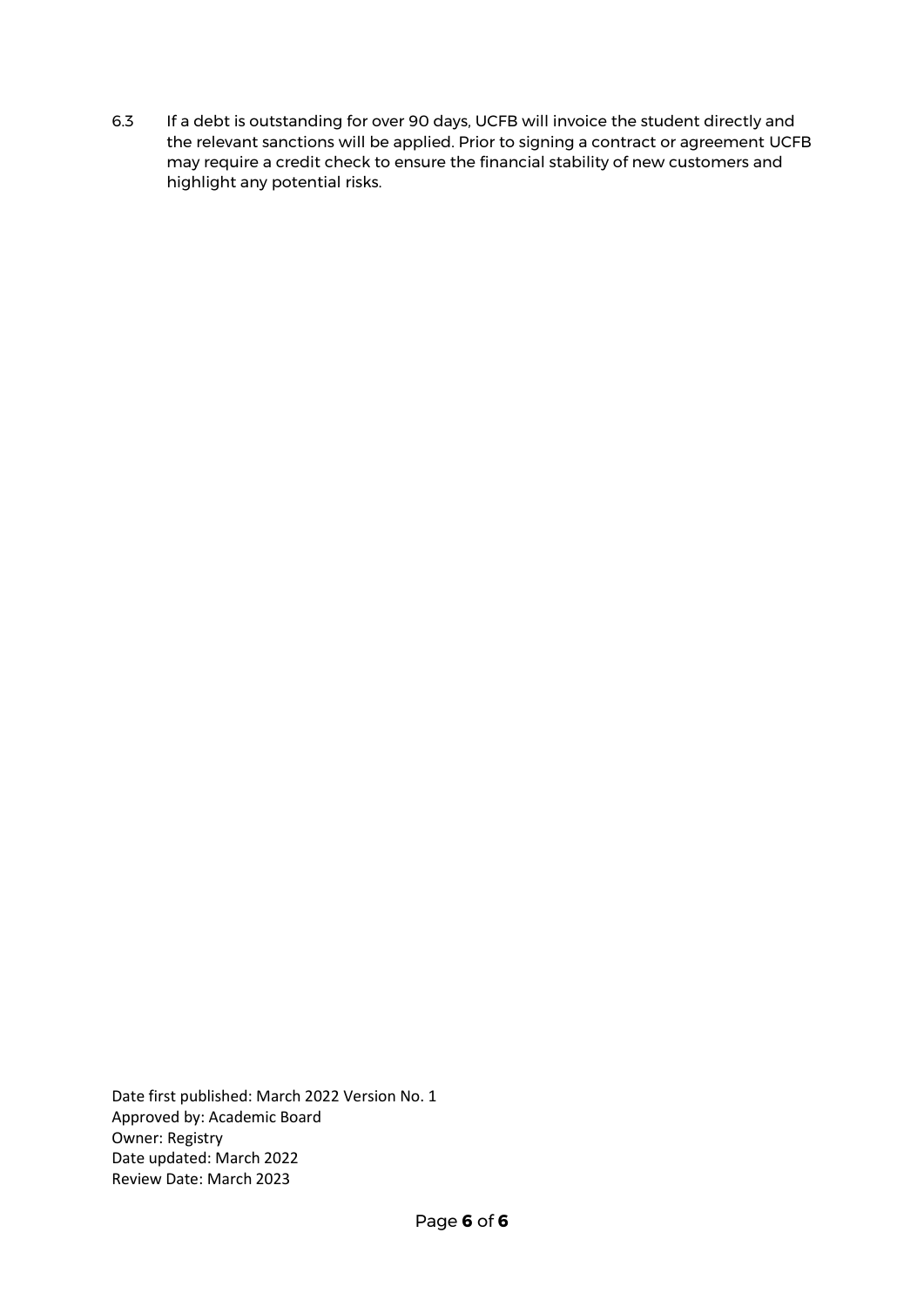6.3 If a debt is outstanding for over 90 days, UCFB will invoice the student directly and the relevant sanctions will be applied. Prior to signing a contract or agreement UCFB may require a credit check to ensure the financial stability of new customers and highlight any potential risks.

Date first published: March 2022 Version No. 1
Approved by: Academic Board
Owner: Registry
Date updated: March 2022
Review Date: March 2023